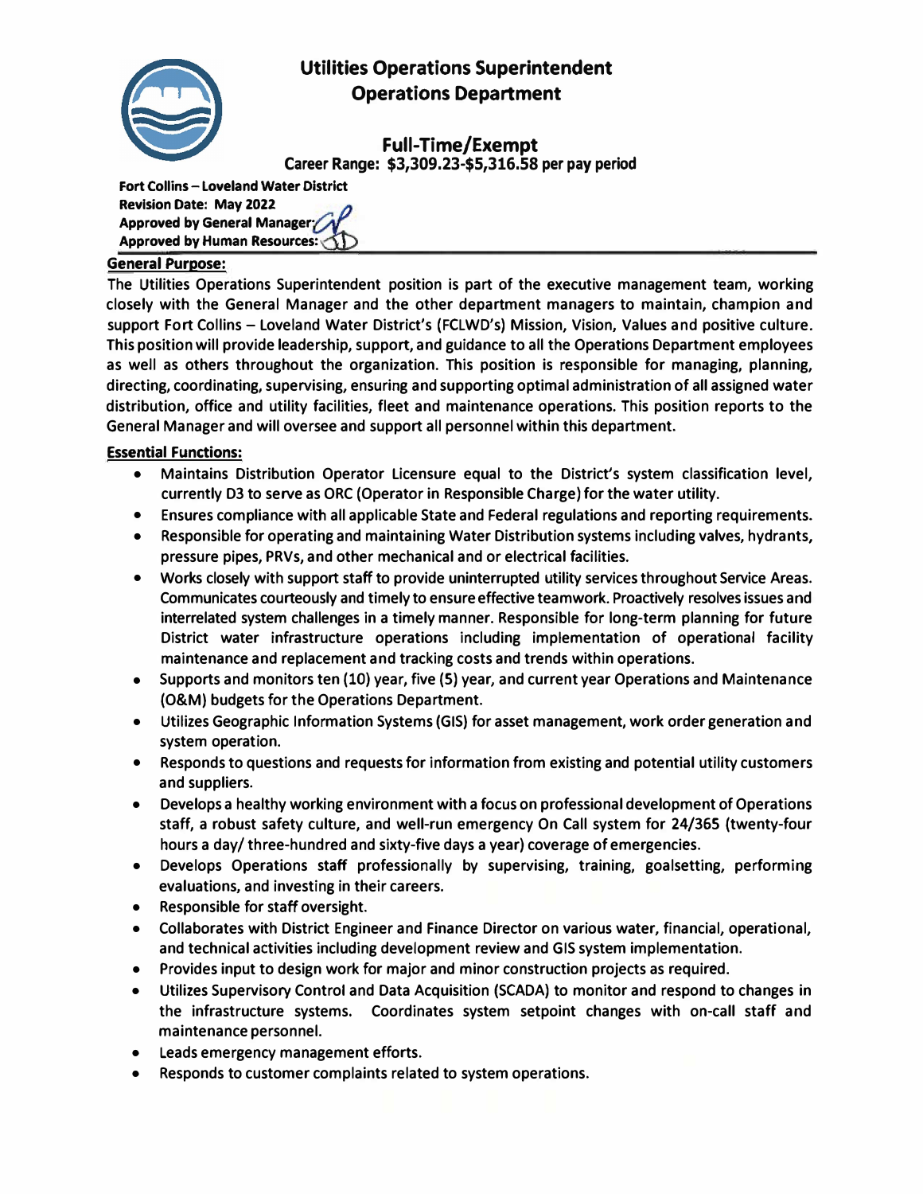# Utilities Operations Superintendent
## Operations Department

### Full-Time/Exempt
**Career Range: $3,309.23-$5,316.58 per pay period**

**Fort Collins – Loveland Water District**
**Revision Date: May 2022**
**Approved by General Manager:**
**Approved by Human Resources:**

**General Purpose:**

The Utilities Operations Superintendent position is part of the executive management team, working closely with the General Manager and the other department managers to maintain, champion and support Fort Collins – Loveland Water District's (FCLWD's) Mission, Vision, Values and positive culture. This position will provide leadership, support, and guidance to all the Operations Department employees as well as others throughout the organization. This position is responsible for managing, planning, directing, coordinating, supervising, ensuring and supporting optimal administration of all assigned water distribution, office and utility facilities, fleet and maintenance operations. This position reports to the General Manager and will oversee and support all personnel within this department.

**Essential Functions:**

- Maintains Distribution Operator Licensure equal to the District's system classification level, currently D3 to serve as ORC (Operator in Responsible Charge) for the water utility.
- Ensures compliance with all applicable State and Federal regulations and reporting requirements.
- Responsible for operating and maintaining Water Distribution systems including valves, hydrants, pressure pipes, PRVs, and other mechanical and or electrical facilities.
- Works closely with support staff to provide uninterrupted utility services throughout Service Areas. Communicates courteously and timely to ensure effective teamwork. Proactively resolves issues and interrelated system challenges in a timely manner. Responsible for long-term planning for future District water infrastructure operations including implementation of operational facility maintenance and replacement and tracking costs and trends within operations.
- Supports and monitors ten (10) year, five (5) year, and current year Operations and Maintenance (O&M) budgets for the Operations Department.
- Utilizes Geographic Information Systems (GIS) for asset management, work order generation and system operation.
- Responds to questions and requests for information from existing and potential utility customers and suppliers.
- Develops a healthy working environment with a focus on professional development of Operations staff, a robust safety culture, and well-run emergency On Call system for 24/365 (twenty-four hours a day/ three-hundred and sixty-five days a year) coverage of emergencies.
- Develops Operations staff professionally by supervising, training, goalsetting, performing evaluations, and investing in their careers.
- Responsible for staff oversight.
- Collaborates with District Engineer and Finance Director on various water, financial, operational, and technical activities including development review and GIS system implementation.
- Provides input to design work for major and minor construction projects as required.
- Utilizes Supervisory Control and Data Acquisition (SCADA) to monitor and respond to changes in the infrastructure systems. Coordinates system setpoint changes with on-call staff and maintenance personnel.
- Leads emergency management efforts.
- Responds to customer complaints related to system operations.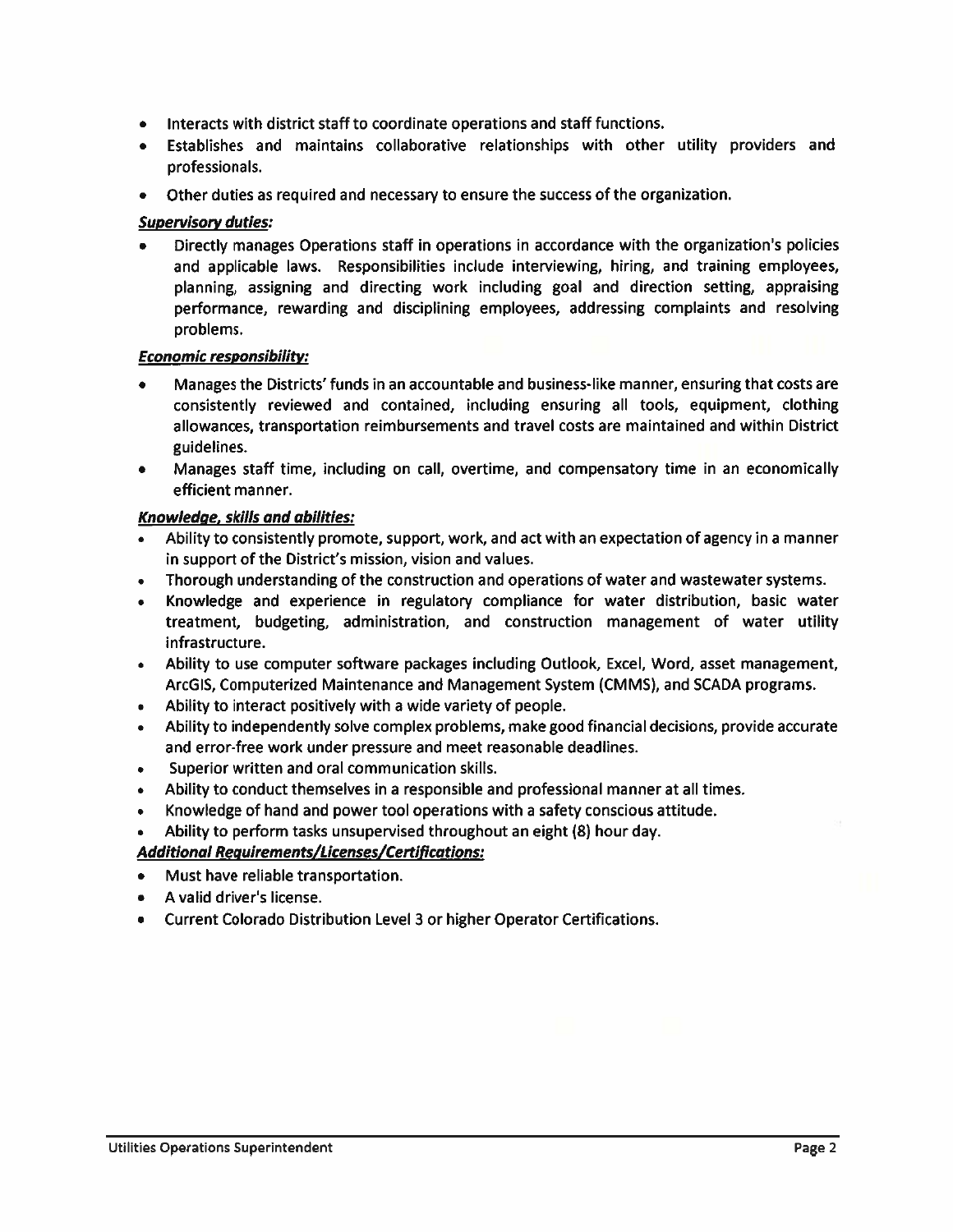- Interacts with district staff to coordinate operations and staff functions.
- Establishes and maintains collaborative relationships with other utility providers and professionals.
- Other duties as required and necessary to ensure the success of the organization.

***Supervisory duties:***

- Directly manages Operations staff in operations in accordance with the organization's policies and applicable laws. Responsibilities include interviewing, hiring, and training employees, planning, assigning and directing work including goal and direction setting, appraising performance, rewarding and disciplining employees, addressing complaints and resolving problems.

***Economic responsibility:***

- Manages the Districts' funds in an accountable and business-like manner, ensuring that costs are consistently reviewed and contained, including ensuring all tools, equipment, clothing allowances, transportation reimbursements and travel costs are maintained and within District guidelines.
- Manages staff time, including on call, overtime, and compensatory time in an economically efficient manner.

***Knowledge, skills and abilities:***

- Ability to consistently promote, support, work, and act with an expectation of agency in a manner in support of the District's mission, vision and values.
- Thorough understanding of the construction and operations of water and wastewater systems.
- Knowledge and experience in regulatory compliance for water distribution, basic water treatment, budgeting, administration, and construction management of water utility infrastructure.
- Ability to use computer software packages including Outlook, Excel, Word, asset management, ArcGIS, Computerized Maintenance and Management System (CMMS), and SCADA programs.
- Ability to interact positively with a wide variety of people.
- Ability to independently solve complex problems, make good financial decisions, provide accurate and error-free work under pressure and meet reasonable deadlines.
- Superior written and oral communication skills.
- Ability to conduct themselves in a responsible and professional manner at all times.
- Knowledge of hand and power tool operations with a safety conscious attitude.
- Ability to perform tasks unsupervised throughout an eight (8) hour day.

***Additional Requirements/Licenses/Certifications:***

- Must have reliable transportation.
- A valid driver's license.
- Current Colorado Distribution Level 3 or higher Operator Certifications.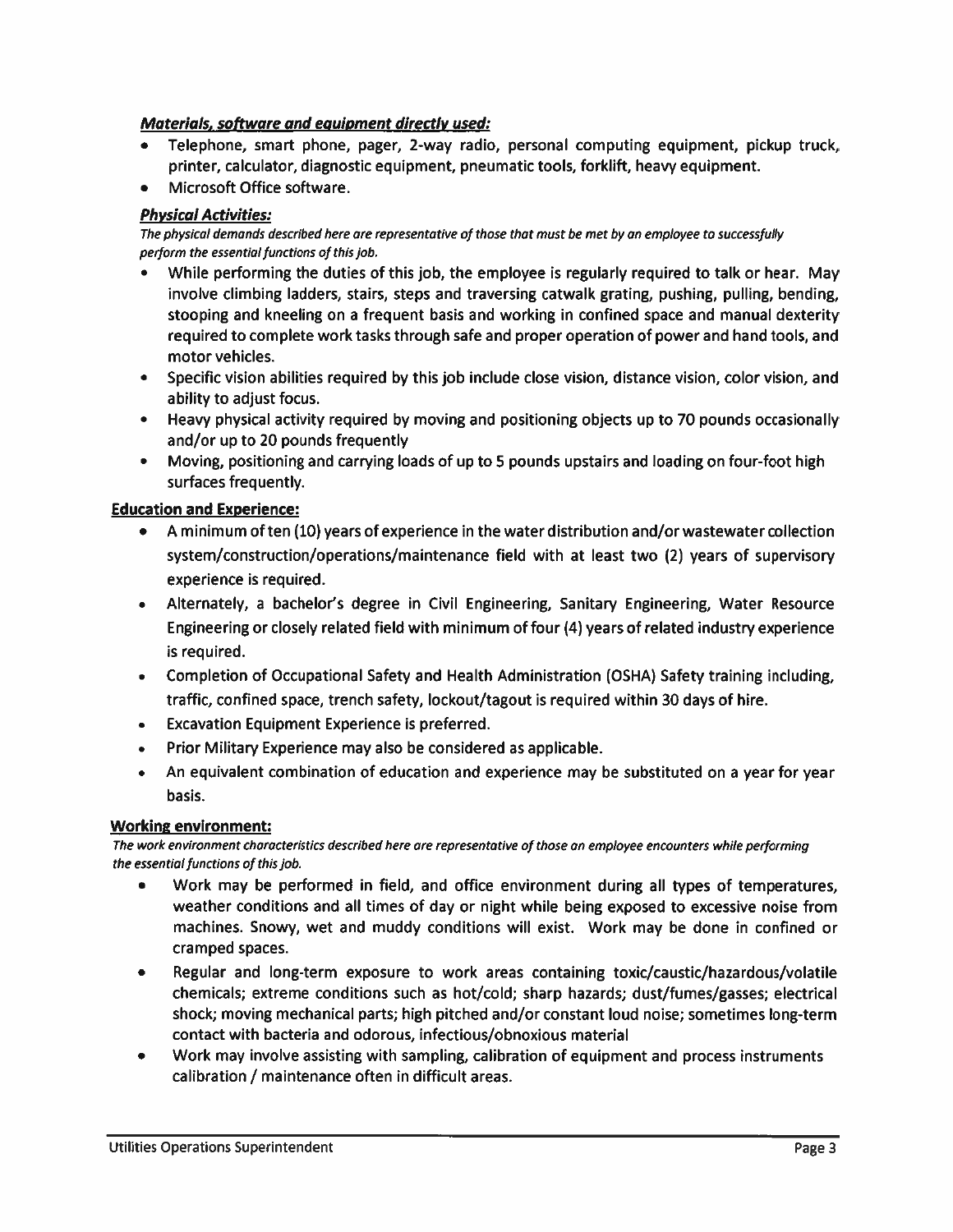***Materials, software and equipment directly used:***

- Telephone, smart phone, pager, 2-way radio, personal computing equipment, pickup truck, printer, calculator, diagnostic equipment, pneumatic tools, forklift, heavy equipment.
- Microsoft Office software.

***Physical Activities:***

*The physical demands described here are representative of those that must be met by an employee to successfully perform the essential functions of this job.*

- While performing the duties of this job, the employee is regularly required to talk or hear. May involve climbing ladders, stairs, steps and traversing catwalk grating, pushing, pulling, bending, stooping and kneeling on a frequent basis and working in confined space and manual dexterity required to complete work tasks through safe and proper operation of power and hand tools, and motor vehicles.
- Specific vision abilities required by this job include close vision, distance vision, color vision, and ability to adjust focus.
- Heavy physical activity required by moving and positioning objects up to 70 pounds occasionally and/or up to 20 pounds frequently
- Moving, positioning and carrying loads of up to 5 pounds upstairs and loading on four-foot high surfaces frequently.

**Education and Experience:**

- A minimum of ten (10) years of experience in the water distribution and/or wastewater collection system/construction/operations/maintenance field with at least two (2) years of supervisory experience is required.
- Alternately, a bachelor's degree in Civil Engineering, Sanitary Engineering, Water Resource Engineering or closely related field with minimum of four (4) years of related industry experience is required.
- Completion of Occupational Safety and Health Administration (OSHA) Safety training including, traffic, confined space, trench safety, lockout/tagout is required within 30 days of hire.
- Excavation Equipment Experience is preferred.
- Prior Military Experience may also be considered as applicable.
- An equivalent combination of education and experience may be substituted on a year for year basis.

**Working environment:**

*The work environment characteristics described here are representative of those an employee encounters while performing the essential functions of this job.*

- Work may be performed in field, and office environment during all types of temperatures, weather conditions and all times of day or night while being exposed to excessive noise from machines. Snowy, wet and muddy conditions will exist. Work may be done in confined or cramped spaces.
- Regular and long-term exposure to work areas containing toxic/caustic/hazardous/volatile chemicals; extreme conditions such as hot/cold; sharp hazards; dust/fumes/gasses; electrical shock; moving mechanical parts; high pitched and/or constant loud noise; sometimes long-term contact with bacteria and odorous, infectious/obnoxious material
- Work may involve assisting with sampling, calibration of equipment and process instruments calibration / maintenance often in difficult areas.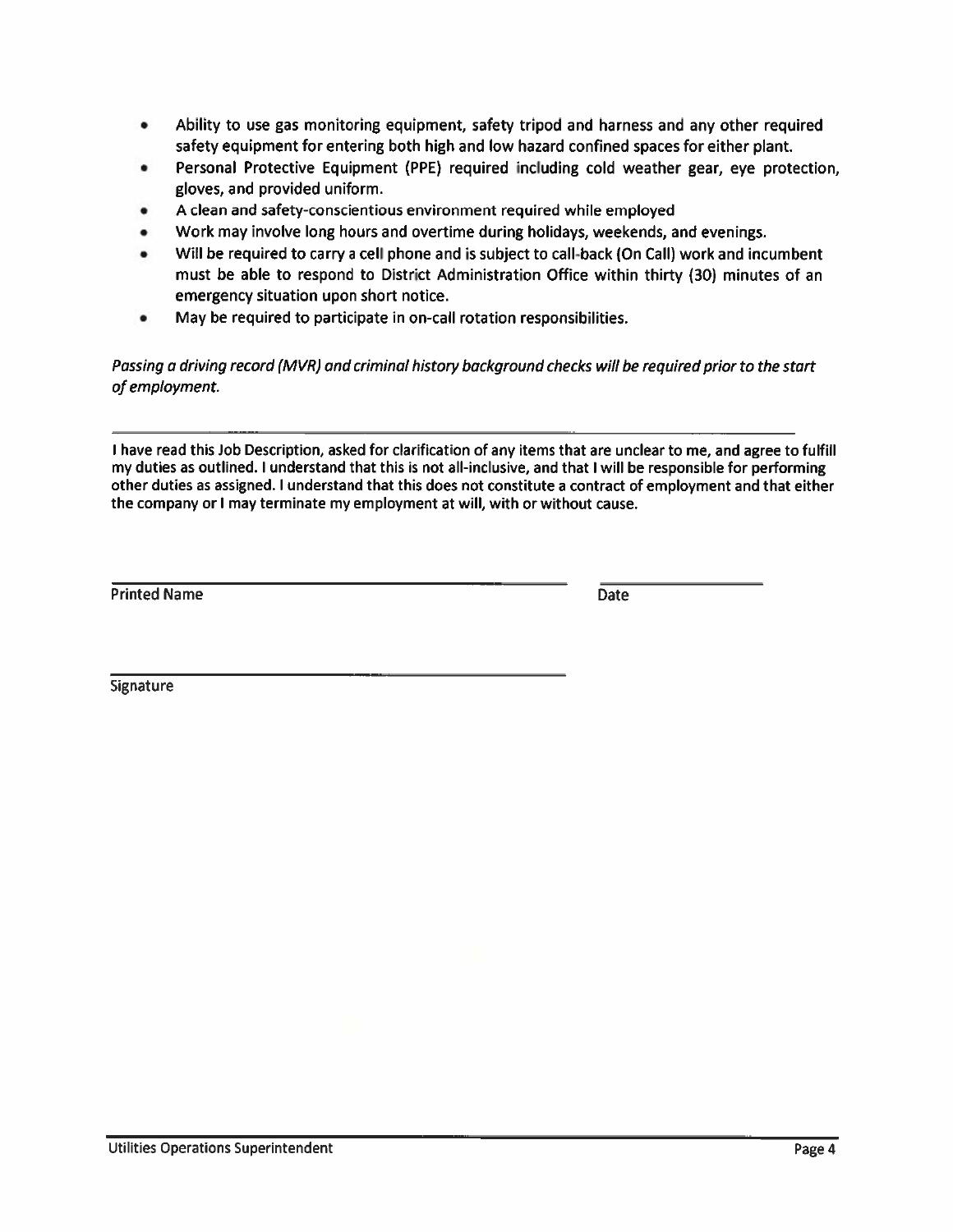- Ability to use gas monitoring equipment, safety tripod and harness and any other required safety equipment for entering both high and low hazard confined spaces for either plant.
- Personal Protective Equipment (PPE) required including cold weather gear, eye protection, gloves, and provided uniform.
- A clean and safety-conscientious environment required while employed
- Work may involve long hours and overtime during holidays, weekends, and evenings.
- Will be required to carry a cell phone and is subject to call-back (On Call) work and incumbent must be able to respond to District Administration Office within thirty (30) minutes of an emergency situation upon short notice.
- May be required to participate in on-call rotation responsibilities.

*Passing a driving record (MVR) and criminal history background checks will be required prior to the start of employment.*

---

**I have read this Job Description, asked for clarification of any items that are unclear to me, and agree to fulfill my duties as outlined. I understand that this is not all-inclusive, and that I will be responsible for performing other duties as assigned. I understand that this does not constitute a contract of employment and that either the company or I may terminate my employment at will, with or without cause.**

\_\_\_\_\_\_\_\_\_\_\_\_\_\_\_\_\_\_\_\_\_\_\_\_\_\_\_\_\_\_\_\_\_\_\_\_\_\_\_\_ \_\_\_\_\_\_\_\_\_\_\_\_\_\_\_\_\_\_\_\_
Printed Name Date

\_\_\_\_\_\_\_\_\_\_\_\_\_\_\_\_\_\_\_\_\_\_\_\_\_\_\_\_\_\_\_\_\_\_\_\_\_\_\_\_
Signature